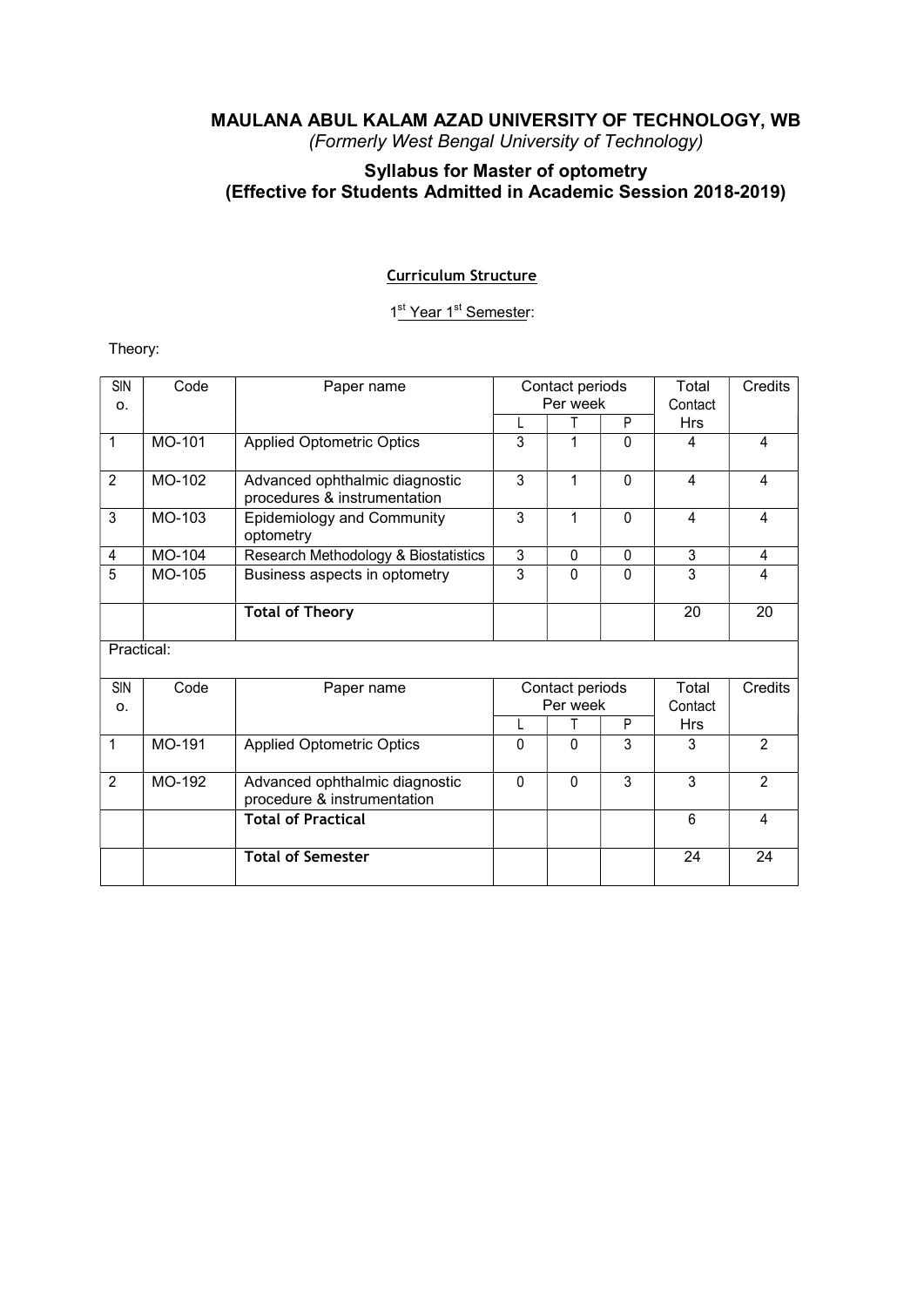# MAULANA ABUL KALAM AZAD UNIVERSITY OF TECHNOLOGY, WB

*(Formerly West Bengal University of Technology)*

## Syllabus for Master of optometry
## (Effective for Students Admitted in Academic Session 2018-2019)

### Curriculum Structure

1st Year 1st Semester:

Theory:

| SlNo. | Code | Paper name | Contact periods Per week | | | Total Contact Hrs | Credits |
|---|---|---|---|---|---|---|---|
| | | | L | T | P | | |
| 1 | MO-101 | Applied Optometric Optics | 3 | 1 | 0 | 4 | 4 |
| 2 | MO-102 | Advanced ophthalmic diagnostic procedures & instrumentation | 3 | 1 | 0 | 4 | 4 |
| 3 | MO-103 | Epidemiology and Community optometry | 3 | 1 | 0 | 4 | 4 |
| 4 | MO-104 | Research Methodology & Biostatistics | 3 | 0 | 0 | 3 | 4 |
| 5 | MO-105 | Business aspects in optometry | 3 | 0 | 0 | 3 | 4 |
| | | **Total of Theory** | | | | 20 | 20 |

Practical:

| SlNo. | Code | Paper name | Contact periods Per week | | | Total Contact Hrs | Credits |
|---|---|---|---|---|---|---|---|
| | | | L | T | P | | |
| 1 | MO-191 | Applied Optometric Optics | 0 | 0 | 3 | 3 | 2 |
| 2 | MO-192 | Advanced ophthalmic diagnostic procedure & instrumentation | 0 | 0 | 3 | 3 | 2 |
| | | **Total of Practical** | | | | 6 | 4 |
| | | **Total of Semester** | | | | 24 | 24 |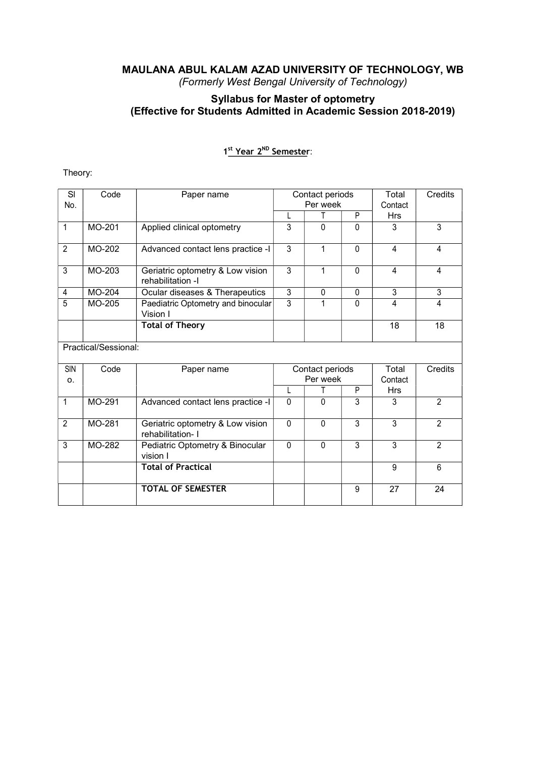# MAULANA ABUL KALAM AZAD UNIVERSITY OF TECHNOLOGY, WB

*(Formerly West Bengal University of Technology)*

## Syllabus for Master of optometry
## (Effective for Students Admitted in Academic Session 2018-2019)

### 1st Year 2ND Semester:

Theory:

| Sl No. | Code | Paper name | Contact periods Per week | | | Total Contact Hrs | Credits |
|---|---|---|---|---|---|---|---|
| | | | L | T | P | | |
| 1 | MO-201 | Applied clinical optometry | 3 | 0 | 0 | 3 | 3 |
| 2 | MO-202 | Advanced contact lens practice -I | 3 | 1 | 0 | 4 | 4 |
| 3 | MO-203 | Geriatric optometry & Low vision rehabilitation -I | 3 | 1 | 0 | 4 | 4 |
| 4 | MO-204 | Ocular diseases & Therapeutics | 3 | 0 | 0 | 3 | 3 |
| 5 | MO-205 | Paediatric Optometry and binocular Vision I | 3 | 1 | 0 | 4 | 4 |
| | | **Total of Theory** | | | | 18 | 18 |

Practical/Sessional:

| SlNo. | Code | Paper name | Contact periods Per week | | | Total Contact Hrs | Credits |
|---|---|---|---|---|---|---|---|
| | | | L | T | P | | |
| 1 | MO-291 | Advanced contact lens practice -I | 0 | 0 | 3 | 3 | 2 |
| 2 | MO-281 | Geriatric optometry & Low vision rehabilitation- I | 0 | 0 | 3 | 3 | 2 |
| 3 | MO-282 | Pediatric Optometry & Binocular vision I | 0 | 0 | 3 | 3 | 2 |
| | | **Total of Practical** | | | | 9 | 6 |
| | | **TOTAL OF SEMESTER** | | | 9 | 27 | 24 |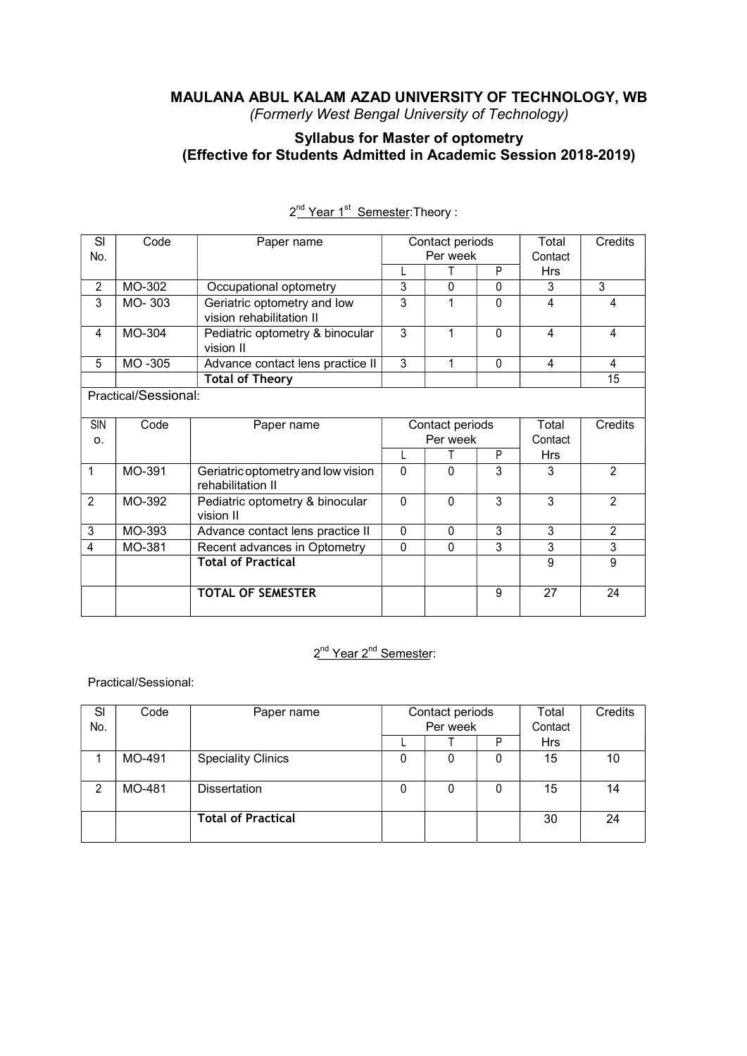# MAULANA ABUL KALAM AZAD UNIVERSITY OF TECHNOLOGY, WB

*(Formerly West Bengal University of Technology)*

## Syllabus for Master of optometry
## (Effective for Students Admitted in Academic Session 2018-2019)

2nd Year 1st Semester:Theory :

| Sl No. | Code | Paper name | Contact periods Per week | | | Total Contact Hrs | Credits |
|---|---|---|---|---|---|---|---|
| | | | L | T | P | | |
| 2 | MO-302 | Occupational optometry | 3 | 0 | 0 | 3 | 3 |
| 3 | MO- 303 | Geriatric optometry and low vision rehabilitation II | 3 | 1 | 0 | 4 | 4 |
| 4 | MO-304 | Pediatric optometry & binocular vision II | 3 | 1 | 0 | 4 | 4 |
| 5 | MO -305 | Advance contact lens practice II | 3 | 1 | 0 | 4 | 4 |
| | | **Total of Theory** | | | | | 15 |

Practical/Sessional:

| SlNo. | Code | Paper name | Contact periods Per week | | | Total Contact Hrs | Credits |
|---|---|---|---|---|---|---|---|
| | | | L | T | P | | |
| 1 | MO-391 | Geriatric optometry and low vision rehabilitation II | 0 | 0 | 3 | 3 | 2 |
| 2 | MO-392 | Pediatric optometry & binocular vision II | 0 | 0 | 3 | 3 | 2 |
| 3 | MO-393 | Advance contact lens practice II | 0 | 0 | 3 | 3 | 2 |
| 4 | MO-381 | Recent advances in Optometry | 0 | 0 | 3 | 3 | 3 |
| | | **Total of Practical** | | | | 9 | 9 |
| | | **TOTAL OF SEMESTER** | | | 9 | 27 | 24 |

2nd Year 2nd Semester:

Practical/Sessional:

| Sl No. | Code | Paper name | Contact periods Per week | | | Total Contact Hrs | Credits |
|---|---|---|---|---|---|---|---|
| | | | L | T | P | | |
| 1 | MO-491 | Speciality Clinics | 0 | 0 | 0 | 15 | 10 |
| 2 | MO-481 | Dissertation | 0 | 0 | 0 | 15 | 14 |
| | | **Total of Practical** | | | | 30 | 24 |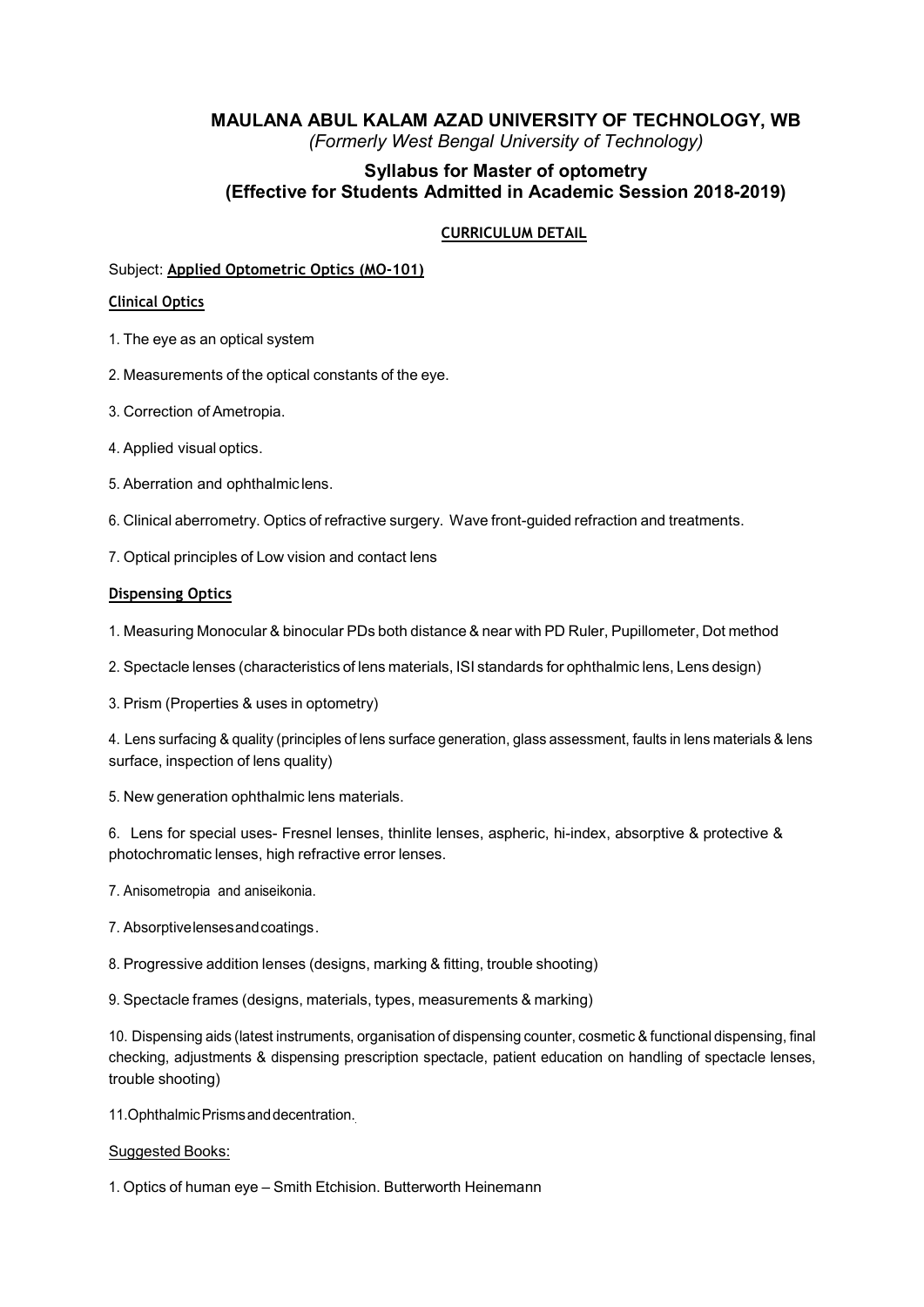# MAULANA ABUL KALAM AZAD UNIVERSITY OF TECHNOLOGY, WB

*(Formerly West Bengal University of Technology)*

## Syllabus for Master of optometry
## (Effective for Students Admitted in Academic Session 2018-2019)

**CURRICULUM DETAIL**

Subject: **Applied Optometric Optics (MO-101)**

**Clinical Optics**

1. The eye as an optical system

2. Measurements of the optical constants of the eye.

3. Correction of Ametropia.

4. Applied visual optics.

5. Aberration and ophthalmic lens.

6. Clinical aberrometry. Optics of refractive surgery. Wave front-guided refraction and treatments.

7. Optical principles of Low vision and contact lens

**Dispensing Optics**

1. Measuring Monocular & binocular PDs both distance & near with PD Ruler, Pupillometer, Dot method

2. Spectacle lenses (characteristics of lens materials, ISI standards for ophthalmic lens, Lens design)

3. Prism (Properties & uses in optometry)

4. Lens surfacing & quality (principles of lens surface generation, glass assessment, faults in lens materials & lens surface, inspection of lens quality)

5. New generation ophthalmic lens materials.

6. Lens for special uses- Fresnel lenses, thinlite lenses, aspheric, hi-index, absorptive & protective & photochromatic lenses, high refractive error lenses.

7. Anisometropia and aniseikonia.

7. Absorptive lenses and coatings.

8. Progressive addition lenses (designs, marking & fitting, trouble shooting)

9. Spectacle frames (designs, materials, types, measurements & marking)

10. Dispensing aids (latest instruments, organisation of dispensing counter, cosmetic & functional dispensing, final checking, adjustments & dispensing prescription spectacle, patient education on handling of spectacle lenses, trouble shooting)

11. Ophthalmic Prisms and decentration.

Suggested Books:

1. Optics of human eye – Smith Etchision. Butterworth Heinemann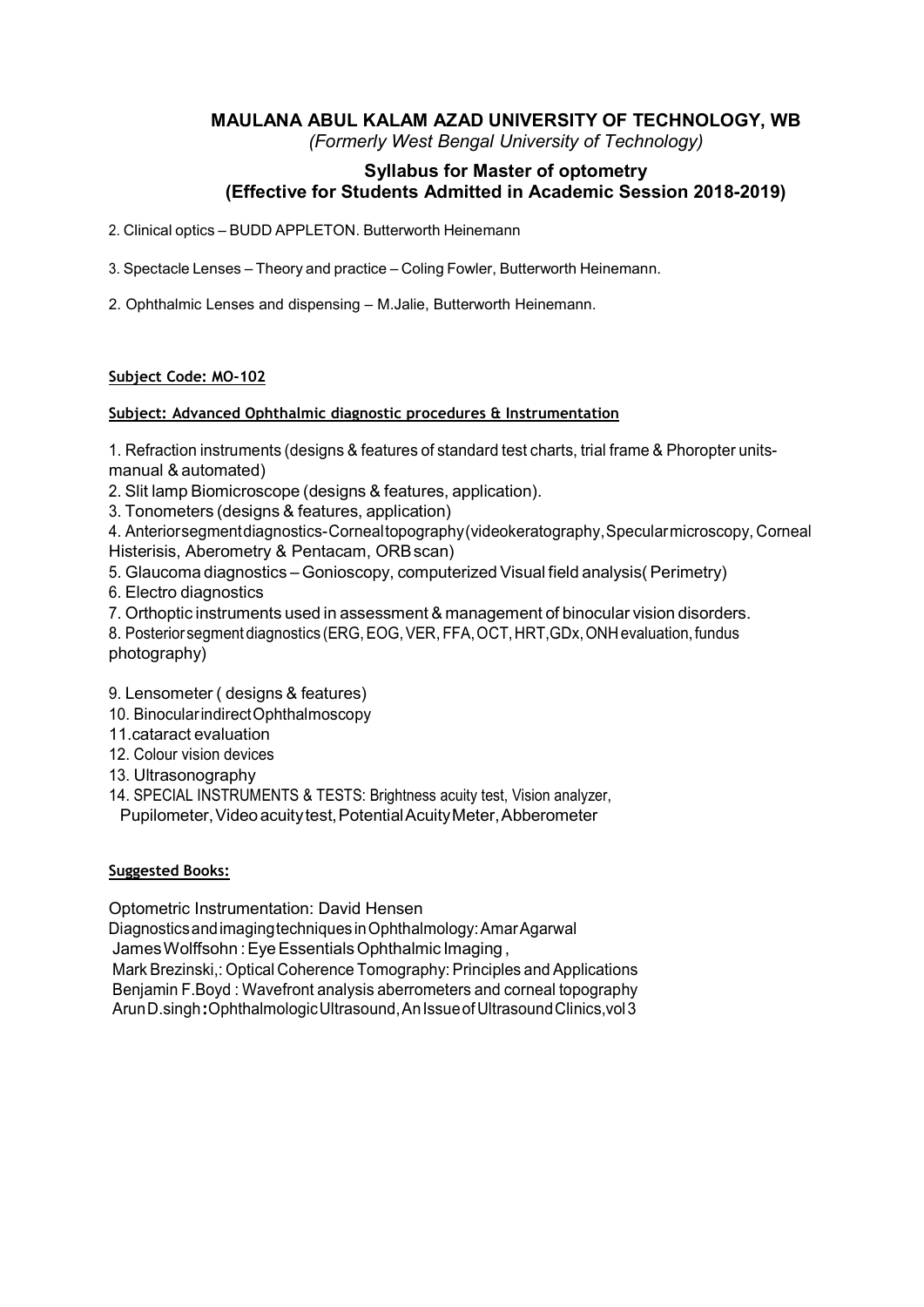2. Clinical optics – BUDD APPLETON. Butterworth Heinemann

3. Spectacle Lenses – Theory and practice – Coling Fowler, Butterworth Heinemann.

2. Ophthalmic Lenses and dispensing – M.Jalie, Butterworth Heinemann.

**Subject Code: MO-102**

**Subject: Advanced Ophthalmic diagnostic procedures & Instrumentation**

1. Refraction instruments (designs & features of standard test charts, trial frame & Phoropter units- manual & automated)
2. Slit lamp Biomicroscope (designs & features, application).
3. Tonometers (designs & features, application)
4. Anteriorsegmentdiagnostics-Cornealtopography(videokeratography,Specularmicroscopy, Corneal Histerisis, Aberometry & Pentacam, ORBscan)
5. Glaucoma diagnostics – Gonioscopy, computerized Visual field analysis( Perimetry)
6. Electro diagnostics
7. Orthoptic instruments used in assessment & management of binocular vision disorders.
8. Posteriorsegmentdiagnostics(ERG, EOG, VER, FFA, OCT, HRT,GDx, ONHevaluation, fundus photography)
9. Lensometer ( designs & features)
10. BinocularindirectOphthalmoscopy
11. cataract evaluation
12. Colour vision devices
13. Ultrasonography
14. SPECIAL INSTRUMENTS & TESTS: Brightness acuity test, Vision analyzer, Pupilometer, Videoacuitytest, PotentialAcuityMeter, Abberometer

**Suggested Books:**

Optometric Instrumentation: David Hensen
DiagnosticsandimagingtechniquesinOphthalmology: AmarAgarwal
JamesWolffsohn : EyeEssentialsOphthalmic Imaging ,
Mark Brezinski,: Optical Coherence Tomography: Principles and Applications
Benjamin F.Boyd : Wavefront analysis aberrometers and corneal topography
ArunD.singh: OphthalmologicUltrasound, AnIssueofUltrasoundClinics, vol3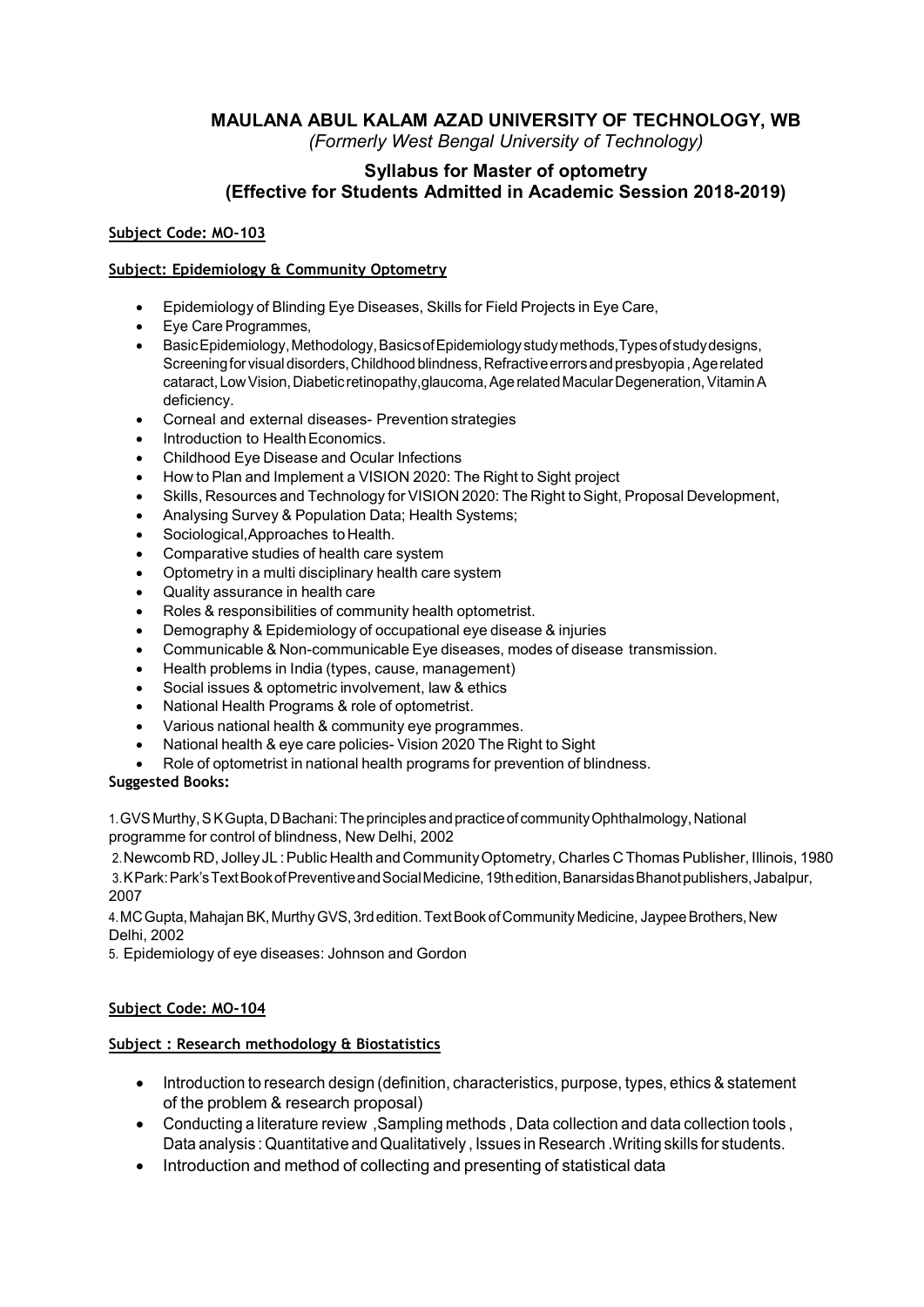# MAULANA ABUL KALAM AZAD UNIVERSITY OF TECHNOLOGY, WB

*(Formerly West Bengal University of Technology)*

## Syllabus for Master of optometry
## (Effective for Students Admitted in Academic Session 2018-2019)

**Subject Code: MO-103**

**Subject: Epidemiology & Community Optometry**

- Epidemiology of Blinding Eye Diseases, Skills for Field Projects in Eye Care,
- Eye Care Programmes,
- Basic Epidemiology, Methodology, Basics of Epidemiology study methods, Types of study designs, Screening for visual disorders, Childhood blindness, Refractive errors and presbyopia , Age related cataract, Low Vision, Diabetic retinopathy, glaucoma, Age related Macular Degeneration, Vitamin A deficiency.
- Corneal and external diseases- Prevention strategies
- Introduction to Health Economics.
- Childhood Eye Disease and Ocular Infections
- How to Plan and Implement a VISION 2020: The Right to Sight project
- Skills, Resources and Technology for VISION 2020: The Right to Sight, Proposal Development,
- Analysing Survey & Population Data; Health Systems;
- Sociological,Approaches to Health.
- Comparative studies of health care system
- Optometry in a multi disciplinary health care system
- Quality assurance in health care
- Roles & responsibilities of community health optometrist.
- Demography & Epidemiology of occupational eye disease & injuries
- Communicable & Non-communicable Eye diseases, modes of disease transmission.
- Health problems in India (types, cause, management)
- Social issues & optometric involvement, law & ethics
- National Health Programs & role of optometrist.
- Various national health & community eye programmes.
- National health & eye care policies- Vision 2020 The Right to Sight
- Role of optometrist in national health programs for prevention of blindness.

**Suggested Books:**

1. GVS Murthy, S K Gupta, D Bachani: The principles and practice of community Ophthalmology, National programme for control of blindness, New Delhi, 2002
2. Newcomb RD, Jolley JL : Public Health and Community Optometry, Charles C Thomas Publisher, Illinois, 1980
3. K Park: Park's Text Book of Preventive and Social Medicine, 19th edition, Banarsidas Bhanot publishers, Jabalpur, 2007
4. MC Gupta, Mahajan BK, Murthy GVS, 3rd edition. Text Book of Community Medicine, Jaypee Brothers, New Delhi, 2002
5. Epidemiology of eye diseases: Johnson and Gordon

**Subject Code: MO-104**

**Subject : Research methodology & Biostatistics**

- Introduction to research design (definition, characteristics, purpose, types, ethics & statement of the problem & research proposal)
- Conducting a literature review ,Sampling methods , Data collection and data collection tools , Data analysis : Quantitative and Qualitatively , Issues in Research .Writing skills for students.
- Introduction and method of collecting and presenting of statistical data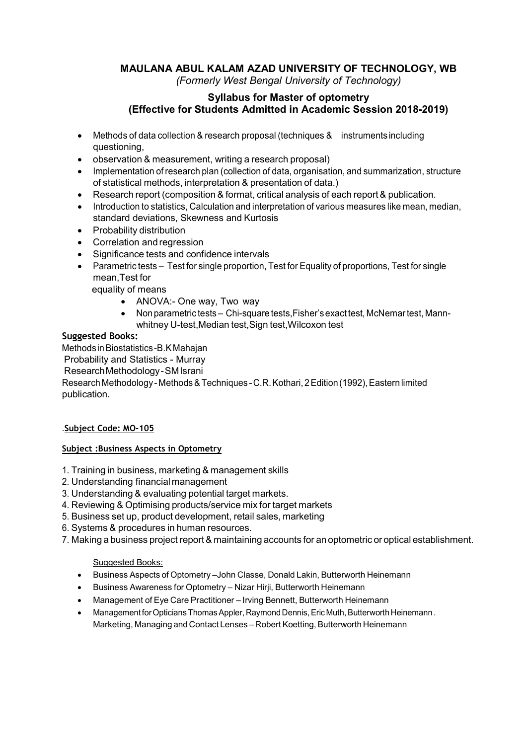## MAULANA ABUL KALAM AZAD UNIVERSITY OF TECHNOLOGY, WB

*(Formerly West Bengal University of Technology)*

### Syllabus for Master of optometry
### (Effective for Students Admitted in Academic Session 2018-2019)

- Methods of data collection & research proposal (techniques & instruments including questioning,
- observation & measurement, writing a research proposal)
- Implementation of research plan (collection of data, organisation, and summarization, structure of statistical methods, interpretation & presentation of data.)
- Research report (composition & format, critical analysis of each report & publication.
- Introduction to statistics, Calculation and interpretation of various measures like mean, median, standard deviations, Skewness and Kurtosis
- Probability distribution
- Correlation and regression
- Significance tests and confidence intervals
- Parametric tests – Test for single proportion, Test for Equality of proportions, Test for single mean,Test for
  equality of means
    - ANOVA:- One way, Two way
    - Non parametric tests – Chi-square tests,Fisher's exact test, McNemar test, Mann-whitney U-test,Median test,Sign test,Wilcoxon test

**Suggested Books:**

Methods in Biostatistics-B.K Mahajan
Probability and Statistics - Murray
Research Methodology - SM Israni
Research Methodology - Methods & Techniques - C.R. Kothari, 2 Edition (1992), Eastern limited publication.

.**Subject Code: MO-105**

**Subject :Business Aspects in Optometry**

1. Training in business, marketing & management skills
2. Understanding financial management
3. Understanding & evaluating potential target markets.
4. Reviewing & Optimising products/service mix for target markets
5. Business set up, product development, retail sales, marketing
6. Systems & procedures in human resources.
7. Making a business project report & maintaining accounts for an optometric or optical establishment.

Suggested Books:

- Business Aspects of Optometry –John Classe, Donald Lakin, Butterworth Heinemann
- Business Awareness for Optometry – Nizar Hirji, Butterworth Heinemann
- Management of Eye Care Practitioner – Irving Bennett, Butterworth Heinemann
- Management for Opticians Thomas Appler, Raymond Dennis, Eric Muth, Butterworth Heinemann . Marketing, Managing and Contact Lenses – Robert Koetting, Butterworth Heinemann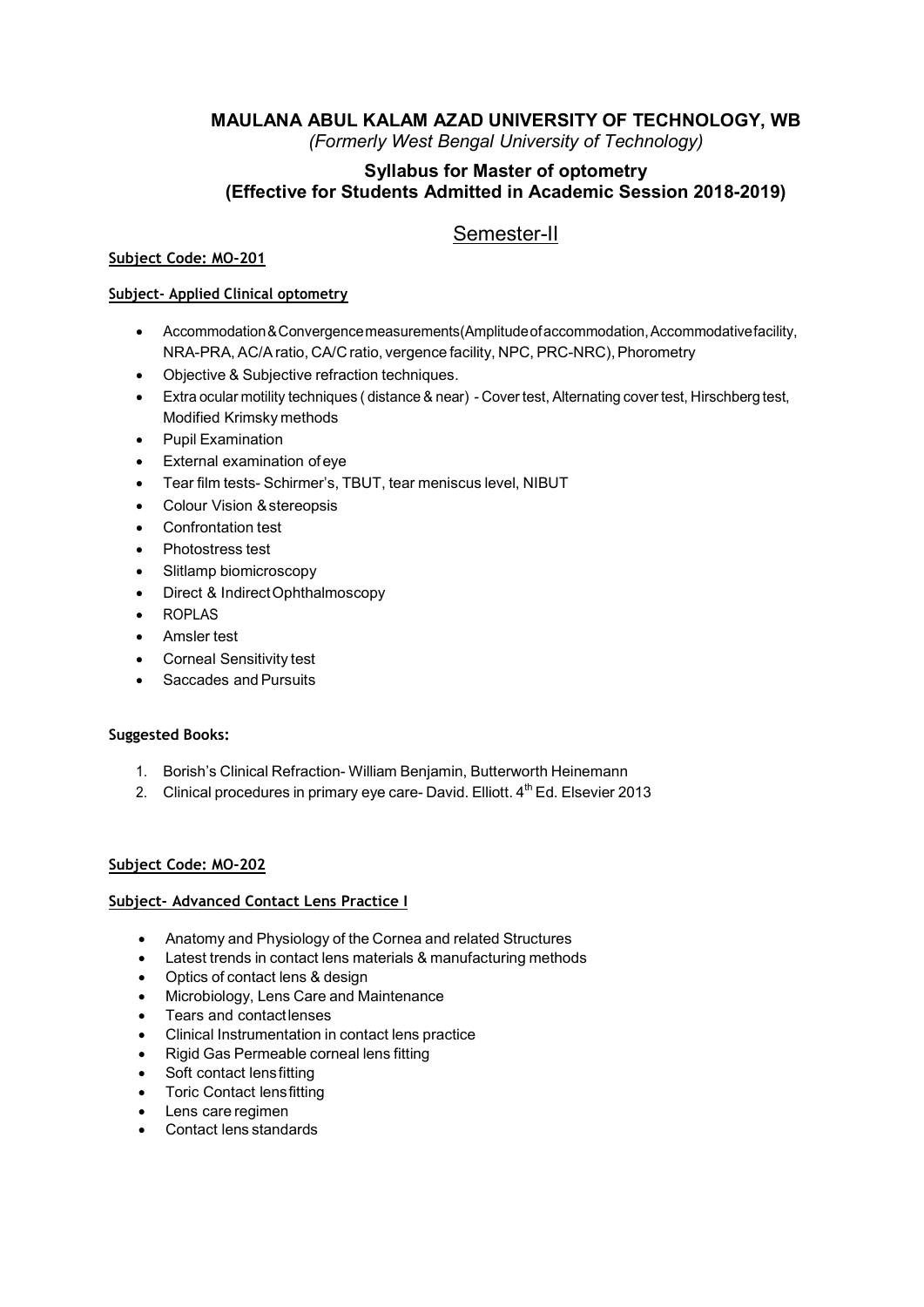# MAULANA ABUL KALAM AZAD UNIVERSITY OF TECHNOLOGY, WB

*(Formerly West Bengal University of Technology)*

## Syllabus for Master of optometry
## (Effective for Students Admitted in Academic Session 2018-2019)

## Semester-II

**Subject Code: MO-201**

**Subject- Applied Clinical optometry**

- Accommodation & Convergence measurements (Amplitude of accommodation, Accommodative facility, NRA-PRA, AC/A ratio, CA/C ratio, vergence facility, NPC, PRC-NRC), Phorometry
- Objective & Subjective refraction techniques.
- Extra ocular motility techniques ( distance & near) - Cover test, Alternating cover test, Hirschberg test, Modified Krimsky methods
- Pupil Examination
- External examination of eye
- Tear film tests- Schirmer's, TBUT, tear meniscus level, NIBUT
- Colour Vision & stereopsis
- Confrontation test
- Photostress test
- Slitlamp biomicroscopy
- Direct & Indirect Ophthalmoscopy
- ROPLAS
- Amsler test
- Corneal Sensitivity test
- Saccades and Pursuits

**Suggested Books:**

1. Borish's Clinical Refraction- William Benjamin, Butterworth Heinemann
2. Clinical procedures in primary eye care- David. Elliott. 4th Ed. Elsevier 2013

**Subject Code: MO-202**

**Subject- Advanced Contact Lens Practice I**

- Anatomy and Physiology of the Cornea and related Structures
- Latest trends in contact lens materials & manufacturing methods
- Optics of contact lens & design
- Microbiology, Lens Care and Maintenance
- Tears and contact lenses
- Clinical Instrumentation in contact lens practice
- Rigid Gas Permeable corneal lens fitting
- Soft contact lens fitting
- Toric Contact lens fitting
- Lens care regimen
- Contact lens standards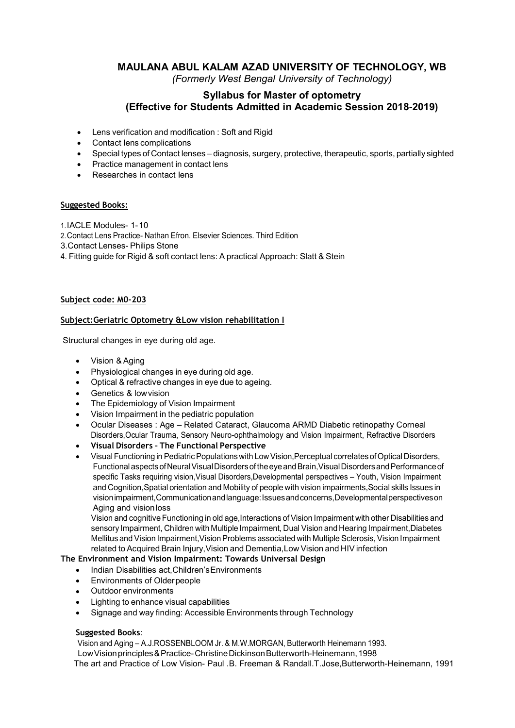# MAULANA ABUL KALAM AZAD UNIVERSITY OF TECHNOLOGY, WB

*(Formerly West Bengal University of Technology)*

## Syllabus for Master of optometry
## (Effective for Students Admitted in Academic Session 2018-2019)

- Lens verification and modification : Soft and Rigid
- Contact lens complications
- Special types of Contact lenses – diagnosis, surgery, protective, therapeutic, sports, partially sighted
- Practice management in contact lens
- Researches in contact lens

**Suggested Books:**

1. IACLE Modules- 1-10
2. Contact Lens Practice- Nathan Efron. Elsevier Sciences. Third Edition
3. Contact Lenses- Philips Stone
4. Fitting guide for Rigid & soft contact lens: A practical Approach: Slatt & Stein

**Subject code: MO-203**

**Subject:Geriatric Optometry &Low vision rehabilitation I**

Structural changes in eye during old age.

- Vision & Aging
- Physiological changes in eye during old age.
- Optical & refractive changes in eye due to ageing.
- Genetics & low vision
- The Epidemiology of Vision Impairment
- Vision Impairment in the pediatric population
- Ocular Diseases : Age – Related Cataract, Glaucoma ARMD Diabetic retinopathy Corneal Disorders,Ocular Trauma, Sensory Neuro-ophthalmology and Vision Impairment, Refractive Disorders
- **Visual Disorders – The Functional Perspective**
- Visual Functioning in Pediatric Populations with Low Vision,Perceptual correlates of Optical Disorders, Functional aspects of Neural Visual Disorders of the eye and Brain,Visual Disorders and Performance of specific Tasks requiring vision,Visual Disorders,Developmental perspectives – Youth, Vision Impairment and Cognition,Spatial orientation and Mobility of people with vision impairments,Social skills Issues in vision impairment,Communication and language: Issues and concerns,Developmental perspectives on Aging and vision loss

  Vision and cognitive Functioning in old age,Interactions of Vision Impairment with other Disabilities and sensory Impairment, Children with Multiple Impairment, Dual Vision and Hearing Impairment,Diabetes Mellitus and Vision Impairment,Vision Problems associated with Multiple Sclerosis, Vision Impairment related to Acquired Brain Injury,Vision and Dementia,Low Vision and HIV infection

**The Environment and Vision Impairment: Towards Universal Design**

- Indian Disabilities act,Children's Environments
- Environments of Older people
- Outdoor environments
- Lighting to enhance visual capabilities
- Signage and way finding: Accessible Environments through Technology

**Suggested Books**:

Vision and Aging – A.J.ROSSENBLOOM Jr. & M.W.MORGAN, Butterworth Heinemann 1993.

Low Vision principles & Practice- Christine Dickinson Butterworth-Heinemann, 1998

The art and Practice of Low Vision- Paul .B. Freeman & Randall.T.Jose,Butterworth-Heinemann, 1991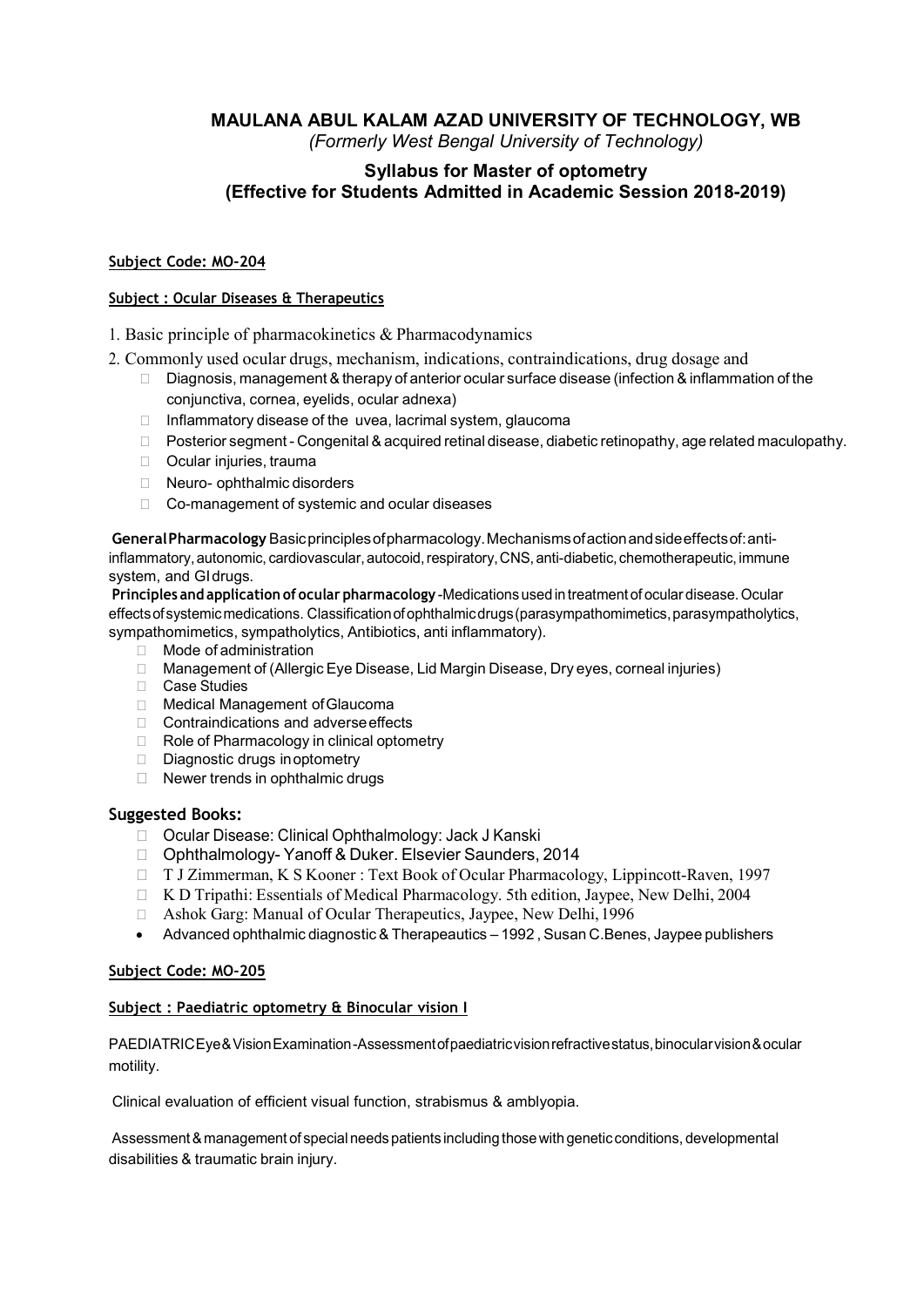# MAULANA ABUL KALAM AZAD UNIVERSITY OF TECHNOLOGY, WB

*(Formerly West Bengal University of Technology)*

## Syllabus for Master of optometry
## (Effective for Students Admitted in Academic Session 2018-2019)

**Subject Code: MO-204**

**Subject : Ocular Diseases & Therapeutics**

1. Basic principle of pharmacokinetics & Pharmacodynamics
2. Commonly used ocular drugs, mechanism, indications, contraindications, drug dosage and
   - Diagnosis, management & therapy of anterior ocular surface disease (infection & inflammation of the conjunctiva, cornea, eyelids, ocular adnexa)
   - Inflammatory disease of the uvea, lacrimal system, glaucoma
   - Posterior segment - Congenital & acquired retinal disease, diabetic retinopathy, age related maculopathy.
   - Ocular injuries, trauma
   - Neuro- ophthalmic disorders
   - Co-management of systemic and ocular diseases

**General Pharmacology** Basic principles of pharmacology. Mechanisms of action and side effects of: anti-inflammatory, autonomic, cardiovascular, autocoid, respiratory, CNS, anti-diabetic, chemotherapeutic, immune system, and GI drugs.

**Principles and application of ocular pharmacology** -Medications used in treatment of ocular disease. Ocular effects of systemic medications. Classification of ophthalmic drugs (parasympathomimetics, parasympatholytics, sympathomimetics, sympatholytics, Antibiotics, anti inflammatory).

- Mode of administration
- Management of (Allergic Eye Disease, Lid Margin Disease, Dry eyes, corneal injuries)
- Case Studies
- Medical Management of Glaucoma
- Contraindications and adverse effects
- Role of Pharmacology in clinical optometry
- Diagnostic drugs in optometry
- Newer trends in ophthalmic drugs

### Suggested Books:

- Ocular Disease: Clinical Ophthalmology: Jack J Kanski
- Ophthalmology- Yanoff & Duker. Elsevier Saunders, 2014
- T J Zimmerman, K S Kooner : Text Book of Ocular Pharmacology, Lippincott-Raven, 1997
- K D Tripathi: Essentials of Medical Pharmacology. 5th edition, Jaypee, New Delhi, 2004
- Ashok Garg: Manual of Ocular Therapeutics, Jaypee, New Delhi, 1996
- Advanced ophthalmic diagnostic & Therapeautics – 1992 , Susan C.Benes, Jaypee publishers

**Subject Code: MO-205**

**Subject : Paediatric optometry & Binocular vision I**

PAEDIATRIC Eye & Vision Examination - Assessment of paediatric vision refractive status, binocular vision & ocular motility.

Clinical evaluation of efficient visual function, strabismus & amblyopia.

Assessment & management of special needs patients including those with genetic conditions, developmental disabilities & traumatic brain injury.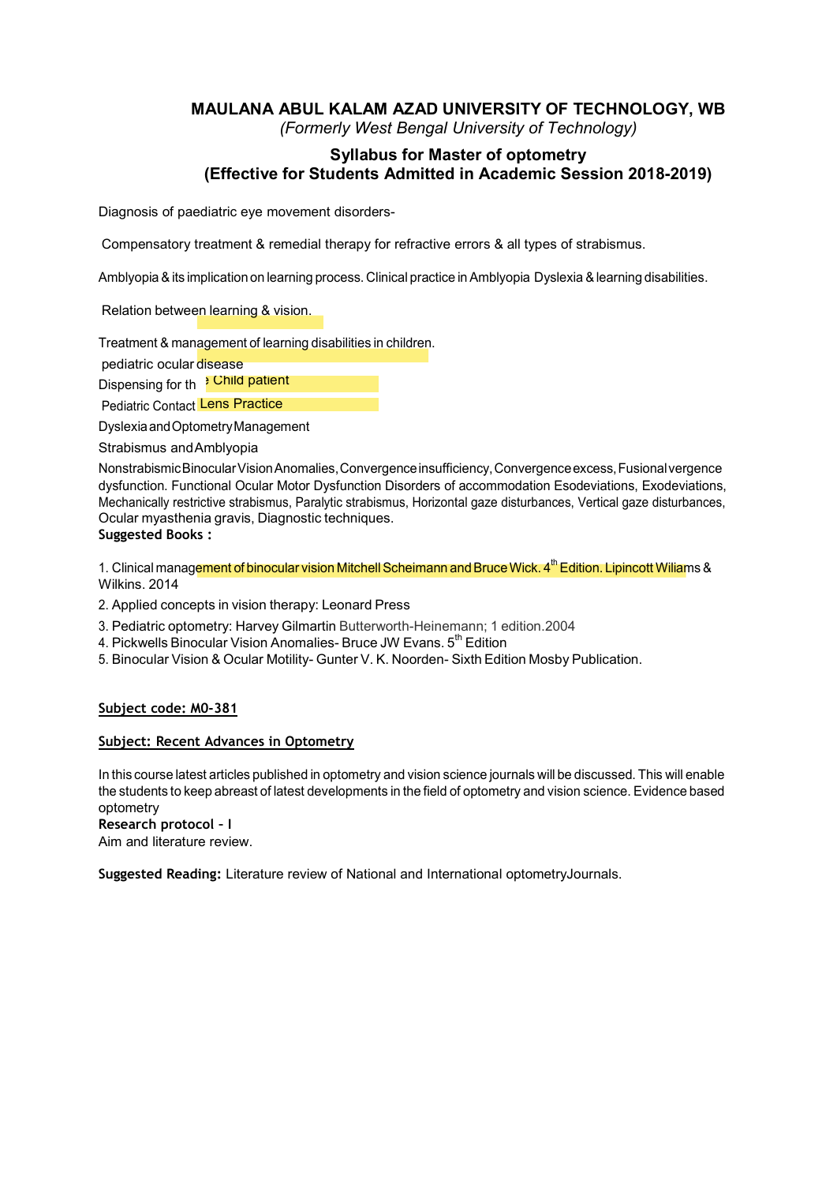**MAULANA ABUL KALAM AZAD UNIVERSITY OF TECHNOLOGY, WB**
*(Formerly West Bengal University of Technology)*

**Syllabus for Master of optometry**
**(Effective for Students Admitted in Academic Session 2018-2019)**

Diagnosis of paediatric eye movement disorders-

Compensatory treatment & remedial therapy for refractive errors & all types of strabismus.

Amblyopia & its implication on learning process. Clinical practice in Amblyopia Dyslexia & learning disabilities.

Relation between learning & vision.

Treatment & management of learning disabilities in children.

pediatric ocular disease

Dispensing for the Child patient

Pediatric Contact Lens Practice

Dyslexia and Optometry Management

Strabismus and Amblyopia

Nonstrabismic Binocular Vision Anomalies, Convergence insufficiency, Convergence excess, Fusional vergence dysfunction. Functional Ocular Motor Dysfunction Disorders of accommodation Esodeviations, Exodeviations, Mechanically restrictive strabismus, Paralytic strabismus, Horizontal gaze disturbances, Vertical gaze disturbances, Ocular myasthenia gravis, Diagnostic techniques.

**Suggested Books :**

1. Clinical management of binocular vision Mitchell Scheimann and Bruce Wick. 4th Edition. Lipincott Wiliams & Wilkins. 2014
2. Applied concepts in vision therapy: Leonard Press
3. Pediatric optometry: Harvey Gilmartin Butterworth-Heinemann; 1 edition.2004
4. Pickwells Binocular Vision Anomalies- Bruce JW Evans. 5th Edition
5. Binocular Vision & Ocular Motility- Gunter V. K. Noorden- Sixth Edition Mosby Publication.

**Subject code: MO-381**

**Subject: Recent Advances in Optometry**

In this course latest articles published in optometry and vision science journals will be discussed. This will enable the students to keep abreast of latest developments in the field of optometry and vision science. Evidence based optometry

**Research protocol – I**

Aim and literature review.

**Suggested Reading:** Literature review of National and International optometryJournals.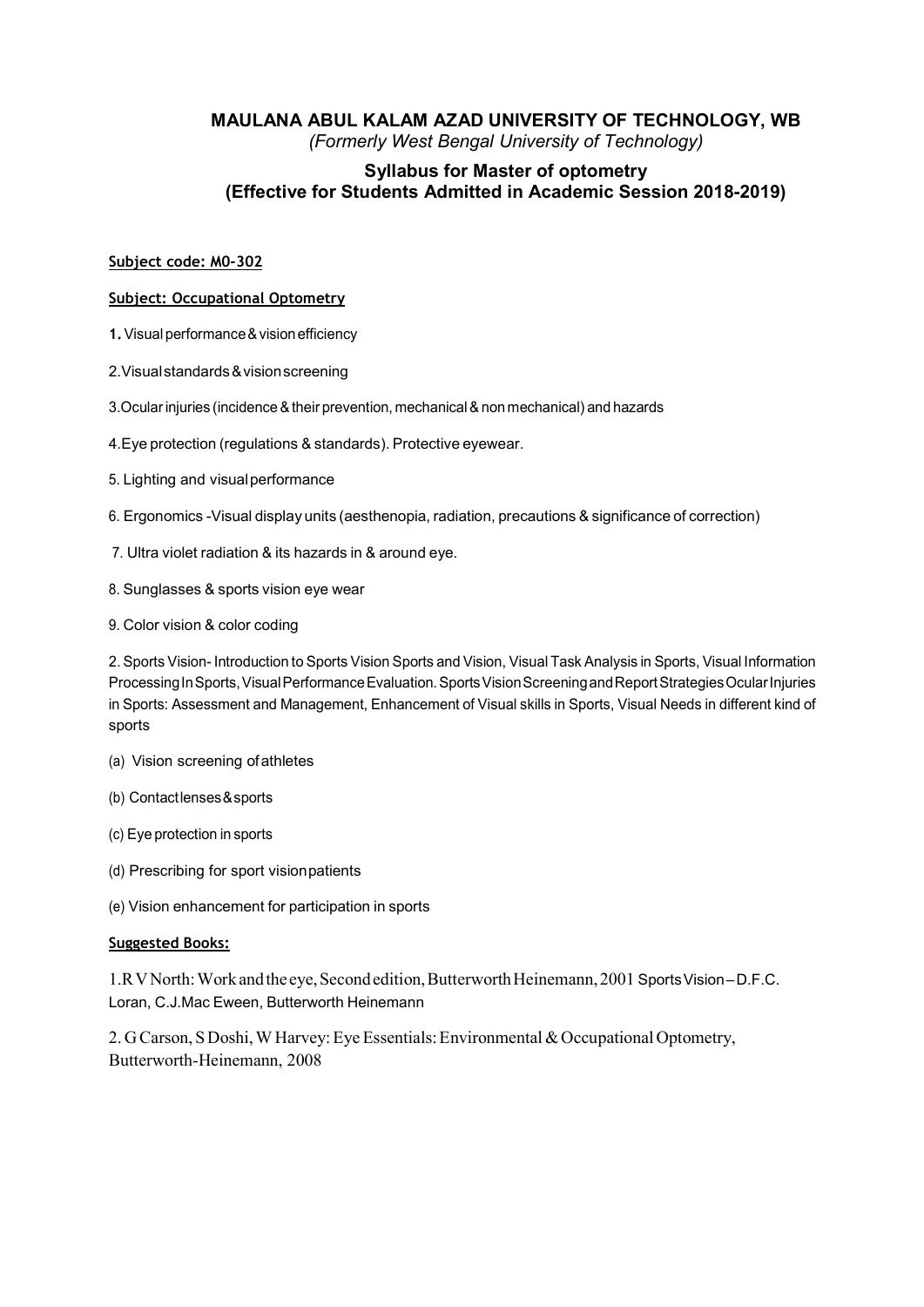# MAULANA ABUL KALAM AZAD UNIVERSITY OF TECHNOLOGY, WB

*(Formerly West Bengal University of Technology)*

## Syllabus for Master of optometry
## (Effective for Students Admitted in Academic Session 2018-2019)

**Subject code: MO-302**

**Subject: Occupational Optometry**

**1.** Visual performance & vision efficiency

2.Visual standards & vision screening

3.Ocular injuries (incidence & their prevention, mechanical & non mechanical) and hazards

4.Eye protection (regulations & standards). Protective eyewear.

5. Lighting and visual performance

6. Ergonomics -Visual display units (aesthenopia, radiation, precautions & significance of correction)

7. Ultra violet radiation & its hazards in & around eye.

8. Sunglasses & sports vision eye wear

9. Color vision & color coding

2. Sports Vision- Introduction to Sports Vision Sports and Vision, Visual Task Analysis in Sports, Visual Information Processing In Sports, Visual Performance Evaluation. Sports Vision Screening and Report Strategies Ocular Injuries in Sports: Assessment and Management, Enhancement of Visual skills in Sports, Visual Needs in different kind of sports

(a) Vision screening of athletes

(b) Contact lenses & sports

(c) Eye protection in sports

(d) Prescribing for sport vision patients

(e) Vision enhancement for participation in sports

**Suggested Books:**

1.R V North: Work and the eye, Second edition, Butterworth Heinemann, 2001 Sports Vision – D.F.C. Loran, C.J.Mac Eween, Butterworth Heinemann

2. G Carson, S Doshi, W Harvey: Eye Essentials: Environmental & Occupational Optometry, Butterworth-Heinemann, 2008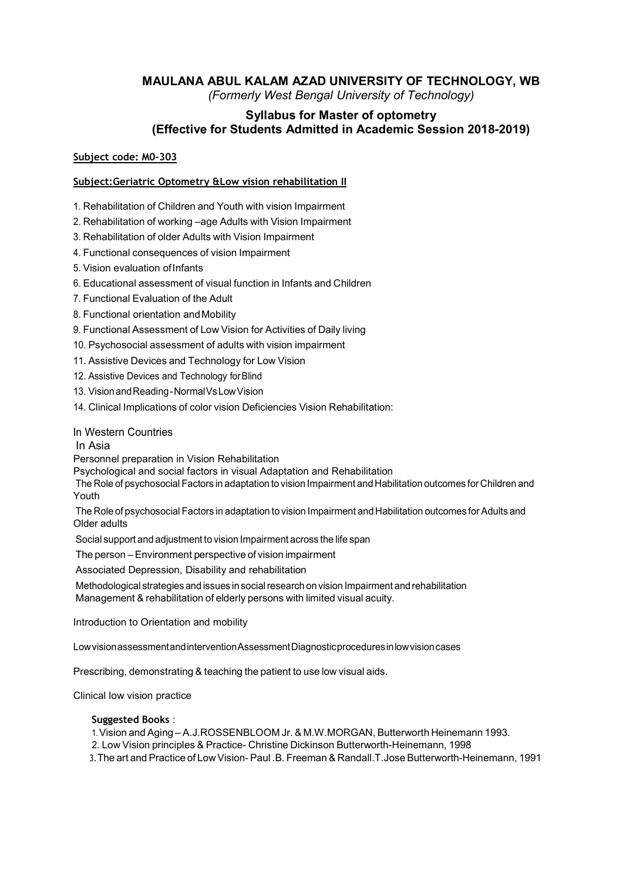## MAULANA ABUL KALAM AZAD UNIVERSITY OF TECHNOLOGY, WB

*(Formerly West Bengal University of Technology)*

### Syllabus for Master of optometry
### (Effective for Students Admitted in Academic Session 2018-2019)

**Subject code: M0-303**

**Subject:Geriatric Optometry &Low vision rehabilitation II**

1. Rehabilitation of Children and Youth with vision Impairment
2. Rehabilitation of working –age Adults with Vision Impairment
3. Rehabilitation of older Adults with Vision Impairment
4. Functional consequences of vision Impairment
5. Vision evaluation of Infants
6. Educational assessment of visual function in Infants and Children
7. Functional Evaluation of the Adult
8. Functional orientation and Mobility
9. Functional Assessment of Low Vision for Activities of Daily living
10. Psychosocial assessment of adults with vision impairment
11. Assistive Devices and Technology for Low Vision
12. Assistive Devices and Technology for Blind
13. Vision and Reading - Normal Vs Low Vision
14. Clinical Implications of color vision Deficiencies Vision Rehabilitation:

In Western Countries

In Asia

Personnel preparation in Vision Rehabilitation

Psychological and social factors in visual Adaptation and Rehabilitation

The Role of psychosocial Factors in adaptation to vision Impairment and Habilitation outcomes for Children and Youth

The Role of psychosocial Factors in adaptation to vision Impairment and Habilitation outcomes for Adults and Older adults

Social support and adjustment to vision Impairment across the life span

The person – Environment perspective of vision impairment

Associated Depression, Disability and rehabilitation

Methodological strategies and issues in social research on vision Impairment and rehabilitation

Management & rehabilitation of elderly persons with limited visual acuity.

Introduction to Orientation and mobility

Low vision assessment and intervention Assessment Diagnostic procedures in low vision cases

Prescribing, demonstrating & teaching the patient to use low visual aids.

Clinical low vision practice

**Suggested Books** :

1. Vision and Aging – A.J.ROSSENBLOOM Jr. & M.W.MORGAN, Butterworth Heinemann 1993.
2. Low Vision principles & Practice- Christine Dickinson Butterworth-Heinemann, 1998
3. The art and Practice of Low Vision- Paul .B. Freeman & Randall.T.Jose Butterworth-Heinemann, 1991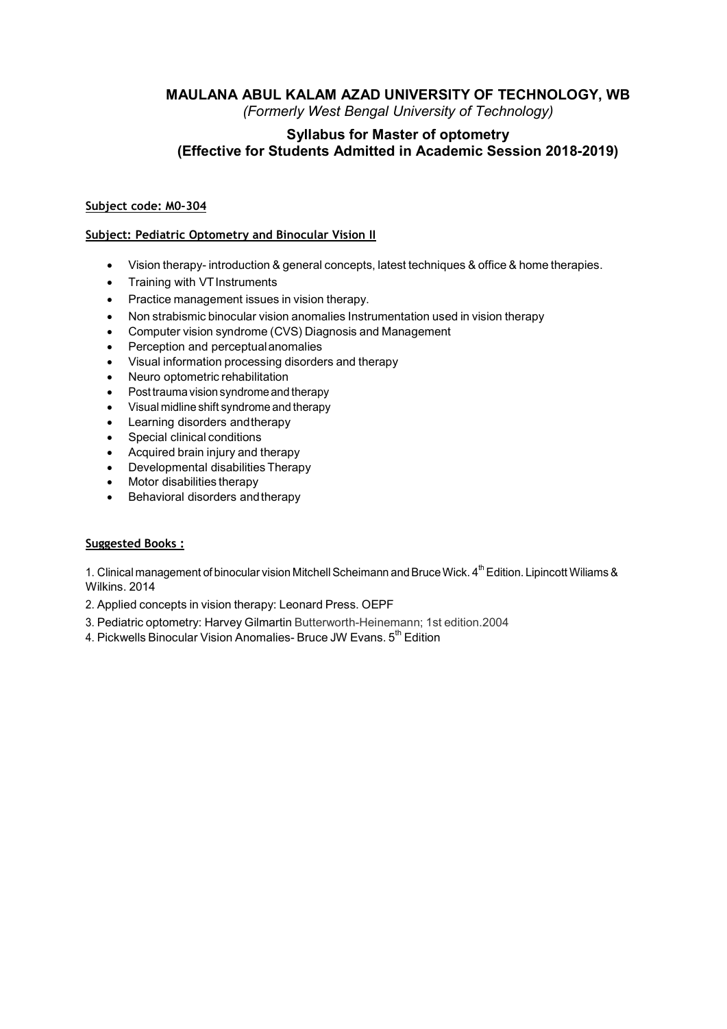# MAULANA ABUL KALAM AZAD UNIVERSITY OF TECHNOLOGY, WB

*(Formerly West Bengal University of Technology)*

## Syllabus for Master of optometry
## (Effective for Students Admitted in Academic Session 2018-2019)

**Subject code: M0-304**

**Subject: Pediatric Optometry and Binocular Vision II**

- Vision therapy- introduction & general concepts, latest techniques & office & home therapies.
- Training with VT Instruments
- Practice management issues in vision therapy.
- Non strabismic binocular vision anomalies Instrumentation used in vision therapy
- Computer vision syndrome (CVS) Diagnosis and Management
- Perception and perceptual anomalies
- Visual information processing disorders and therapy
- Neuro optometric rehabilitation
- Post trauma vision syndrome and therapy
- Visual midline shift syndrome and therapy
- Learning disorders and therapy
- Special clinical conditions
- Acquired brain injury and therapy
- Developmental disabilities Therapy
- Motor disabilities therapy
- Behavioral disorders and therapy

**Suggested Books :**

1. Clinical management of binocular vision Mitchell Scheimann and Bruce Wick. 4th Edition. Lipincott Wiliams & Wilkins. 2014
2. Applied concepts in vision therapy: Leonard Press. OEPF
3. Pediatric optometry: Harvey Gilmartin Butterworth-Heinemann; 1st edition.2004
4. Pickwells Binocular Vision Anomalies- Bruce JW Evans. 5th Edition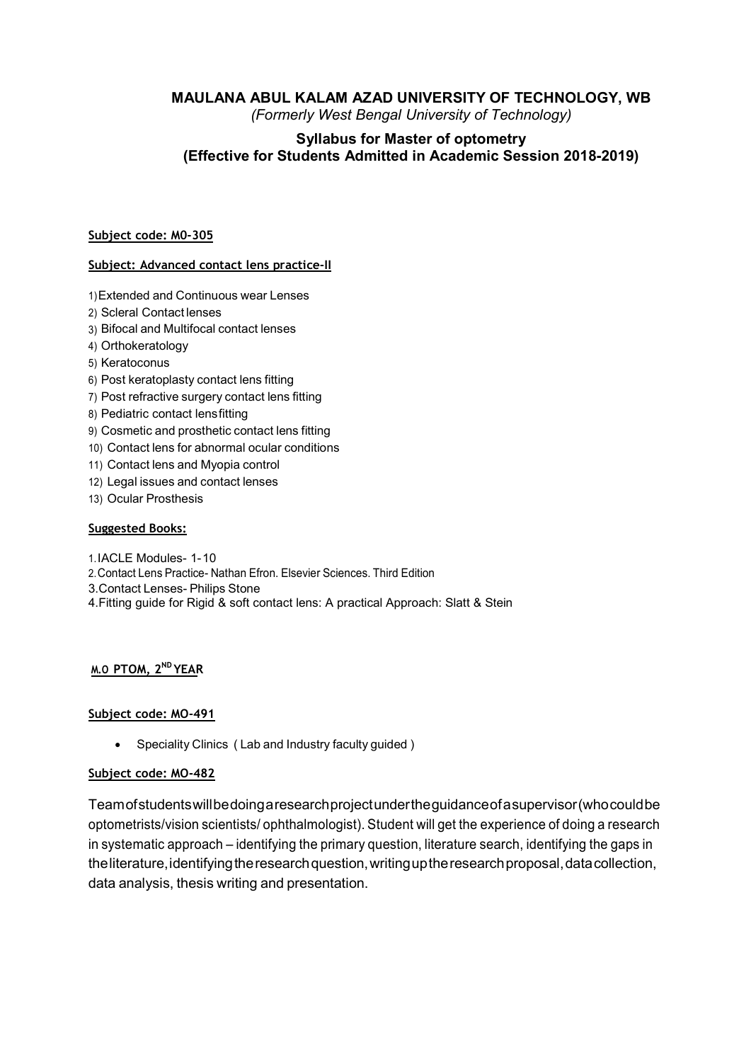# MAULANA ABUL KALAM AZAD UNIVERSITY OF TECHNOLOGY, WB

*(Formerly West Bengal University of Technology)*

## Syllabus for Master of optometry
## (Effective for Students Admitted in Academic Session 2018-2019)

**Subject code: M0-305**

**Subject: Advanced contact lens practice-II**

1) Extended and Continuous wear Lenses
2) Scleral Contact lenses
3) Bifocal and Multifocal contact lenses
4) Orthokeratology
5) Keratoconus
6) Post keratoplasty contact lens fitting
7) Post refractive surgery contact lens fitting
8) Pediatric contact lens fitting
9) Cosmetic and prosthetic contact lens fitting
10) Contact lens for abnormal ocular conditions
11) Contact lens and Myopia control
12) Legal issues and contact lenses
13) Ocular Prosthesis

**Suggested Books:**

1. IACLE Modules- 1-10
2. Contact Lens Practice- Nathan Efron. Elsevier Sciences. Third Edition
3. Contact Lenses- Philips Stone
4. Fitting guide for Rigid & soft contact lens: A practical Approach: Slatt & Stein

**M.O PTOM, 2ND YEAR**

**Subject code: MO-491**

- Speciality Clinics ( Lab and Industry faculty guided )

**Subject code: MO-482**

Team of students will be doing a research project under the guidance of a supervisor (who could be optometrists/vision scientists/ ophthalmologist). Student will get the experience of doing a research in systematic approach – identifying the primary question, literature search, identifying the gaps in the literature, identifying the research question, writing up the research proposal, data collection, data analysis, thesis writing and presentation.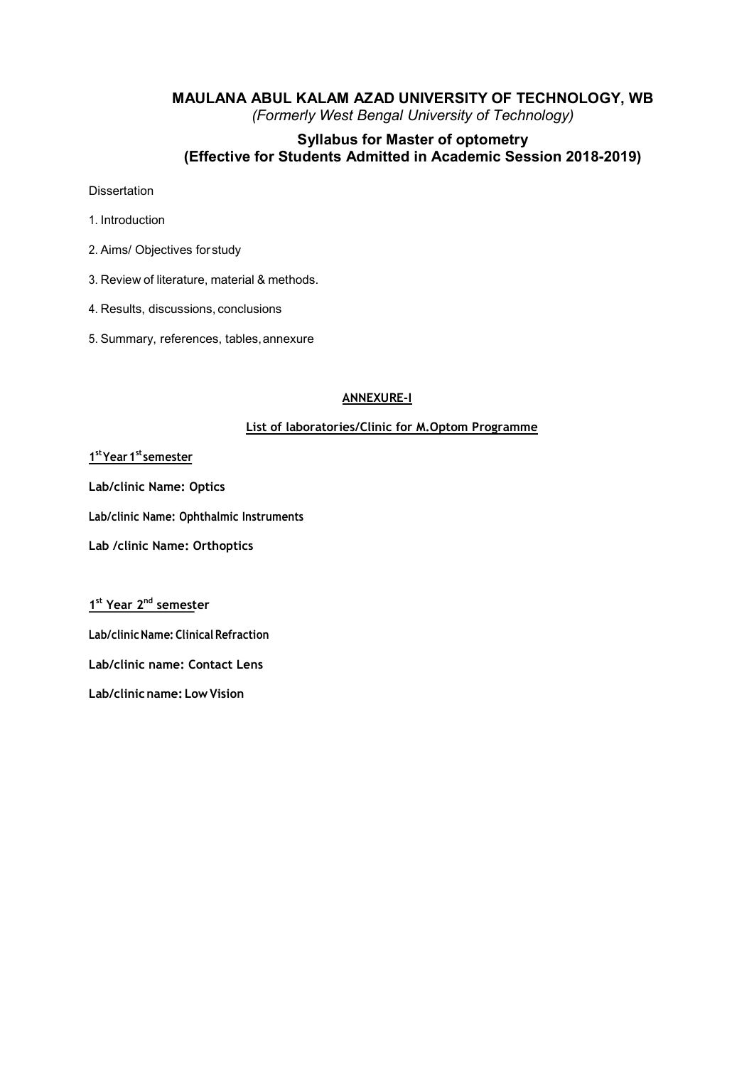# MAULANA ABUL KALAM AZAD UNIVERSITY OF TECHNOLOGY, WB

*(Formerly West Bengal University of Technology)*

## Syllabus for Master of optometry
## (Effective for Students Admitted in Academic Session 2018-2019)

Dissertation

1. Introduction
2. Aims/ Objectives for study
3. Review of literature, material & methods.
4. Results, discussions, conclusions
5. Summary, references, tables, annexure

**ANNEXURE-I**

**List of laboratories/Clinic for M.Optom Programme**

**1st Year 1st semester**

**Lab/clinic Name: Optics**

**Lab/clinic Name: Ophthalmic Instruments**

**Lab /clinic Name: Orthoptics**

**1st Year 2nd semester**

**Lab/clinic Name: Clinical Refraction**

**Lab/clinic name: Contact Lens**

**Lab/clinic name: Low Vision**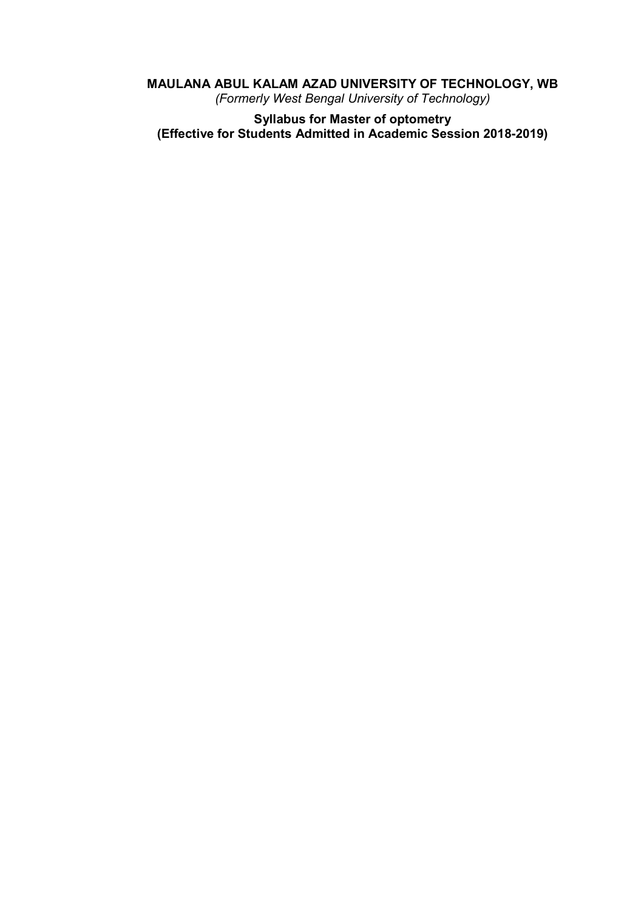**MAULANA ABUL KALAM AZAD UNIVERSITY OF TECHNOLOGY, WB**

*(Formerly West Bengal University of Technology)*

**Syllabus for Master of optometry**

**(Effective for Students Admitted in Academic Session 2018-2019)**